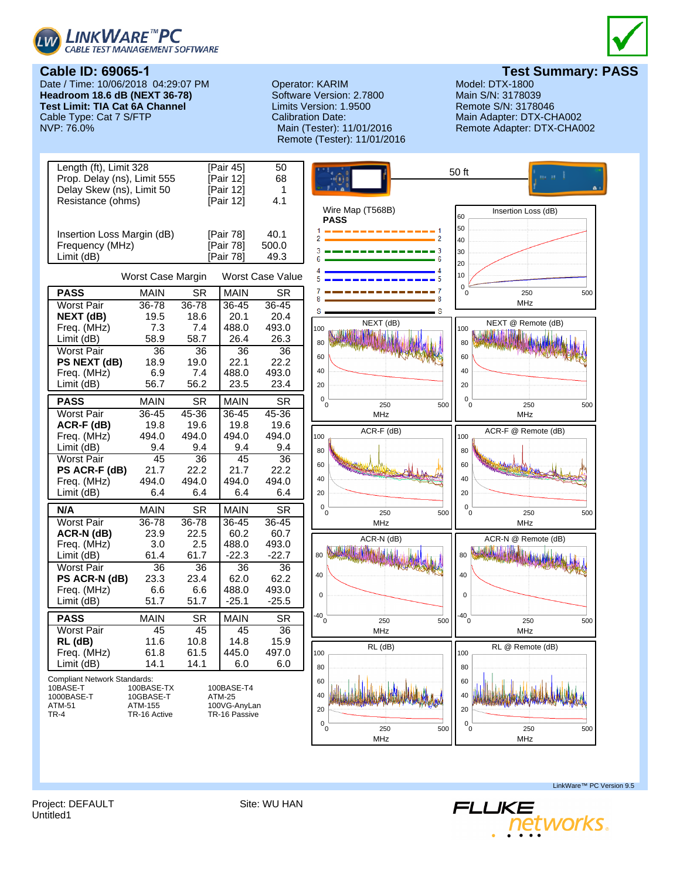LINKWARE™ PC
CABLE TEST MANAGEMENT SOFTWARE

## Cable ID: 69065-1

## Test Summary: PASS

Date / Time: 10/06/2018 04:29:07 PM
**Headroom 18.6 dB (NEXT 36-78)**
**Test Limit: TIA Cat 6A Channel**
Cable Type: Cat 7 S/FTP
NVP: 76.0%

Operator: KARIM
Software Version: 2.7800
Limits Version: 1.9500
Calibration Date:
Main (Tester): 11/01/2016
Remote (Tester): 11/01/2016

Model: DTX-1800
Main S/N: 3178039
Remote S/N: 3178046
Main Adapter: DTX-CHA002
Remote Adapter: DTX-CHA002

| | | |
|---|---|---|
| Length (ft), Limit 328 | [Pair 45] | 50 |
| Prop. Delay (ns), Limit 555 | [Pair 12] | 68 |
| Delay Skew (ns), Limit 50 | [Pair 12] | 1 |
| Resistance (ohms) | [Pair 12] | 4.1 |
| Insertion Loss Margin (dB) | [Pair 78] | 40.1 |
| Frequency (MHz) | [Pair 78] | 500.0 |
| Limit (dB) | [Pair 78] | 49.3 |

| | Worst Case Margin | | Worst Case Value | |
|---|---|---|---|---|
| **PASS** | MAIN | SR | MAIN | SR |
| Worst Pair | 36-78 | 36-78 | 36-45 | 36-45 |
| **NEXT (dB)** | 19.5 | 18.6 | 20.1 | 20.4 |
| Freq. (MHz) | 7.3 | 7.4 | 488.0 | 493.0 |
| Limit (dB) | 58.9 | 58.7 | 26.4 | 26.3 |
| Worst Pair | 36 | 36 | 36 | 36 |
| **PS NEXT (dB)** | 18.9 | 19.0 | 22.1 | 22.2 |
| Freq. (MHz) | 6.9 | 7.4 | 488.0 | 493.0 |
| Limit (dB) | 56.7 | 56.2 | 23.5 | 23.4 |

| | | | | |
|---|---|---|---|---|
| **PASS** | MAIN | SR | MAIN | SR |
| Worst Pair | 36-45 | 45-36 | 36-45 | 45-36 |
| **ACR-F (dB)** | 19.8 | 19.6 | 19.8 | 19.6 |
| Freq. (MHz) | 494.0 | 494.0 | 494.0 | 494.0 |
| Limit (dB) | 9.4 | 9.4 | 9.4 | 9.4 |
| Worst Pair | 45 | 36 | 45 | 36 |
| **PS ACR-F (dB)** | 21.7 | 22.2 | 21.7 | 22.2 |
| Freq. (MHz) | 494.0 | 494.0 | 494.0 | 494.0 |
| Limit (dB) | 6.4 | 6.4 | 6.4 | 6.4 |

| | | | | |
|---|---|---|---|---|
| **N/A** | MAIN | SR | MAIN | SR |
| Worst Pair | 36-78 | 36-78 | 36-45 | 36-45 |
| **ACR-N (dB)** | 23.9 | 22.5 | 60.2 | 60.7 |
| Freq. (MHz) | 3.0 | 2.5 | 488.0 | 493.0 |
| Limit (dB) | 61.4 | 61.7 | -22.3 | -22.7 |
| Worst Pair | 36 | 36 | 36 | 36 |
| **PS ACR-N (dB)** | 23.3 | 23.4 | 62.0 | 62.2 |
| Freq. (MHz) | 6.6 | 6.6 | 488.0 | 493.0 |
| Limit (dB) | 51.7 | 51.7 | -25.1 | -25.5 |

| | | | | |
|---|---|---|---|---|
| **PASS** | MAIN | SR | MAIN | SR |
| Worst Pair | 45 | 45 | 45 | 36 |
| **RL (dB)** | 11.6 | 10.8 | 14.8 | 15.9 |
| Freq. (MHz) | 61.8 | 61.5 | 445.0 | 497.0 |
| Limit (dB) | 14.1 | 14.1 | 6.0 | 6.0 |

Compliant Network Standards:

| | | |
|---|---|---|
| 10BASE-T | 100BASE-TX | 100BASE-T4 |
| 1000BASE-T | 10GBASE-T | ATM-25 |
| ATM-51 | ATM-155 | 100VG-AnyLan |
| TR-4 | TR-16 Active | TR-16 Passive |

50 ft

Wire Map (T568B)
**PASS**

Insertion Loss (dB)

NEXT (dB) — NEXT @ Remote (dB)

ACR-F (dB) — ACR-F @ Remote (dB)

ACR-N (dB) — ACR-N @ Remote (dB)

RL (dB) — RL @ Remote (dB)

LinkWare™ PC Version 9.5

Project: DEFAULT
Untitled1

Site: WU HAN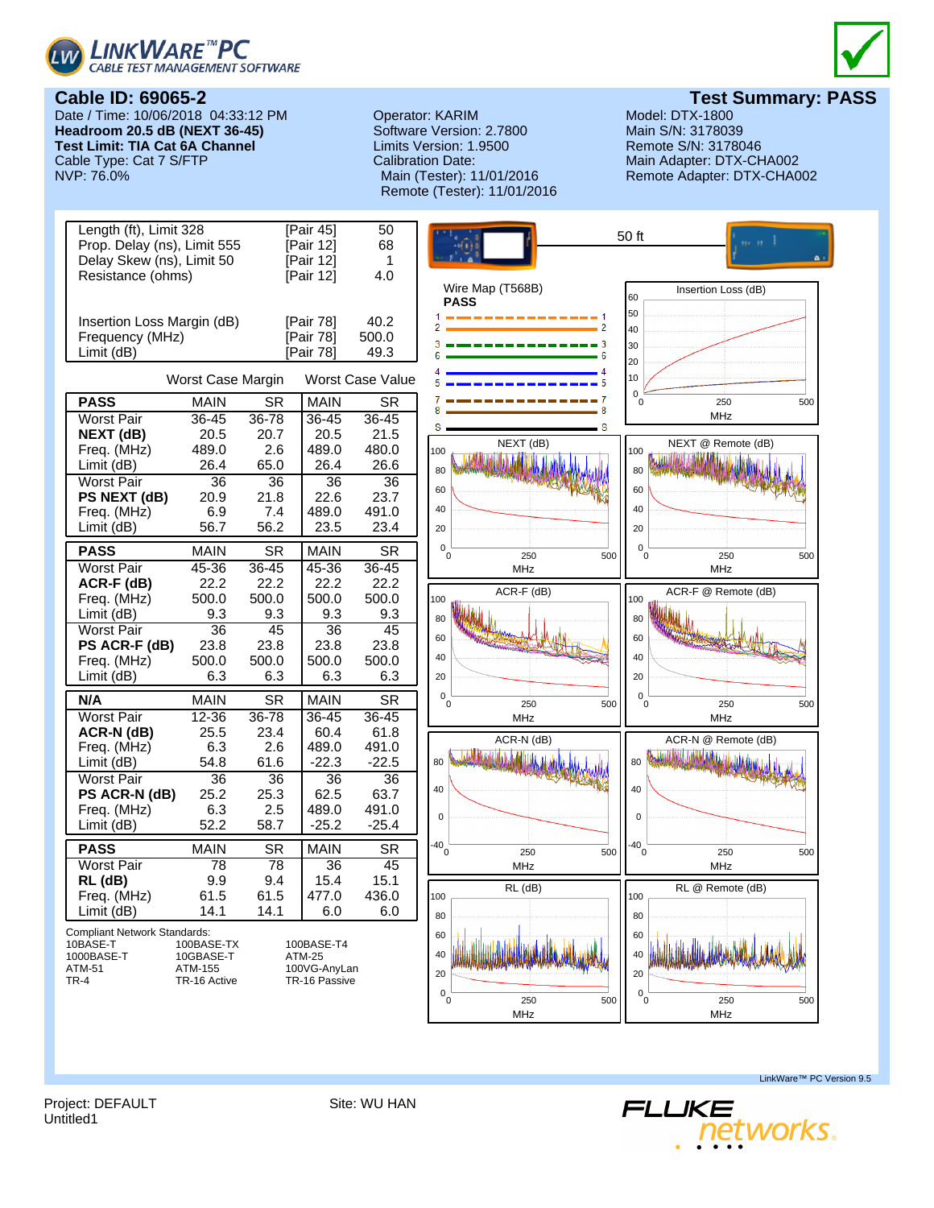**LinkWare™ PC** — CABLE TEST MANAGEMENT SOFTWARE

## Cable ID: 69065-2

## Test Summary: PASS

Date / Time: 10/06/2018 04:33:12 PM
**Headroom 20.5 dB (NEXT 36-45)**
**Test Limit: TIA Cat 6A Channel**
Cable Type: Cat 7 S/FTP
NVP: 76.0%

Operator: KARIM
Software Version: 2.7800
Limits Version: 1.9500
Calibration Date:
Main (Tester): 11/01/2016
Remote (Tester): 11/01/2016

Model: DTX-1800
Main S/N: 3178039
Remote S/N: 3178046
Main Adapter: DTX-CHA002
Remote Adapter: DTX-CHA002

| | | |
|---|---|---|
| Length (ft), Limit 328 | [Pair 45] | 50 |
| Prop. Delay (ns), Limit 555 | [Pair 12] | 68 |
| Delay Skew (ns), Limit 50 | [Pair 12] | 1 |
| Resistance (ohms) | [Pair 12] | 4.0 |
| Insertion Loss Margin (dB) | [Pair 78] | 40.2 |
| Frequency (MHz) | [Pair 78] | 500.0 |
| Limit (dB) | [Pair 78] | 49.3 |

| | Worst Case Margin | | Worst Case Value | |
|---|---|---|---|---|
| **PASS** | MAIN | SR | MAIN | SR |
| Worst Pair | 36-45 | 36-78 | 36-45 | 36-45 |
| **NEXT (dB)** | 20.5 | 20.7 | 20.5 | 21.5 |
| Freq. (MHz) | 489.0 | 2.6 | 489.0 | 480.0 |
| Limit (dB) | 26.4 | 65.0 | 26.4 | 26.6 |
| Worst Pair | 36 | 36 | 36 | 36 |
| **PS NEXT (dB)** | 20.9 | 21.8 | 22.6 | 23.7 |
| Freq. (MHz) | 6.9 | 7.4 | 489.0 | 491.0 |
| Limit (dB) | 56.7 | 56.2 | 23.5 | 23.4 |

| **PASS** | MAIN | SR | MAIN | SR |
|---|---|---|---|---|
| Worst Pair | 45-36 | 36-45 | 45-36 | 36-45 |
| **ACR-F (dB)** | 22.2 | 22.2 | 22.2 | 22.2 |
| Freq. (MHz) | 500.0 | 500.0 | 500.0 | 500.0 |
| Limit (dB) | 9.3 | 9.3 | 9.3 | 9.3 |
| Worst Pair | 36 | 45 | 36 | 45 |
| **PS ACR-F (dB)** | 23.8 | 23.8 | 23.8 | 23.8 |
| Freq. (MHz) | 500.0 | 500.0 | 500.0 | 500.0 |
| Limit (dB) | 6.3 | 6.3 | 6.3 | 6.3 |

| **N/A** | MAIN | SR | MAIN | SR |
|---|---|---|---|---|
| Worst Pair | 12-36 | 36-78 | 36-45 | 36-45 |
| **ACR-N (dB)** | 25.5 | 23.4 | 60.4 | 61.8 |
| Freq. (MHz) | 6.3 | 2.6 | 489.0 | 491.0 |
| Limit (dB) | 54.8 | 61.6 | -22.3 | -22.5 |
| Worst Pair | 36 | 36 | 36 | 36 |
| **PS ACR-N (dB)** | 25.2 | 25.3 | 62.5 | 63.7 |
| Freq. (MHz) | 6.3 | 2.5 | 489.0 | 491.0 |
| Limit (dB) | 52.2 | 58.7 | -25.2 | -25.4 |

| **PASS** | MAIN | SR | MAIN | SR |
|---|---|---|---|---|
| Worst Pair | 78 | 78 | 36 | 45 |
| **RL (dB)** | 9.9 | 9.4 | 15.4 | 15.1 |
| Freq. (MHz) | 61.5 | 61.5 | 477.0 | 436.0 |
| Limit (dB) | 14.1 | 14.1 | 6.0 | 6.0 |

Compliant Network Standards:

| | | |
|---|---|---|
| 10BASE-T | 100BASE-TX | 100BASE-T4 |
| 1000BASE-T | 10GBASE-T | ATM-25 |
| ATM-51 | ATM-155 | 100VG-AnyLan |
| TR-4 | TR-16 Active | TR-16 Passive |

50 ft

Wire Map (T568B)
**PASS**

Insertion Loss (dB) — MHz

NEXT (dB) — MHz

NEXT @ Remote (dB) — MHz

ACR-F (dB) — MHz

ACR-F @ Remote (dB) — MHz

ACR-N (dB) — MHz

ACR-N @ Remote (dB) — MHz

RL (dB) — MHz

RL @ Remote (dB) — MHz

LinkWare™ PC Version 9.5

Project: DEFAULT
Untitled1

Site: WU HAN

FLUKE networks.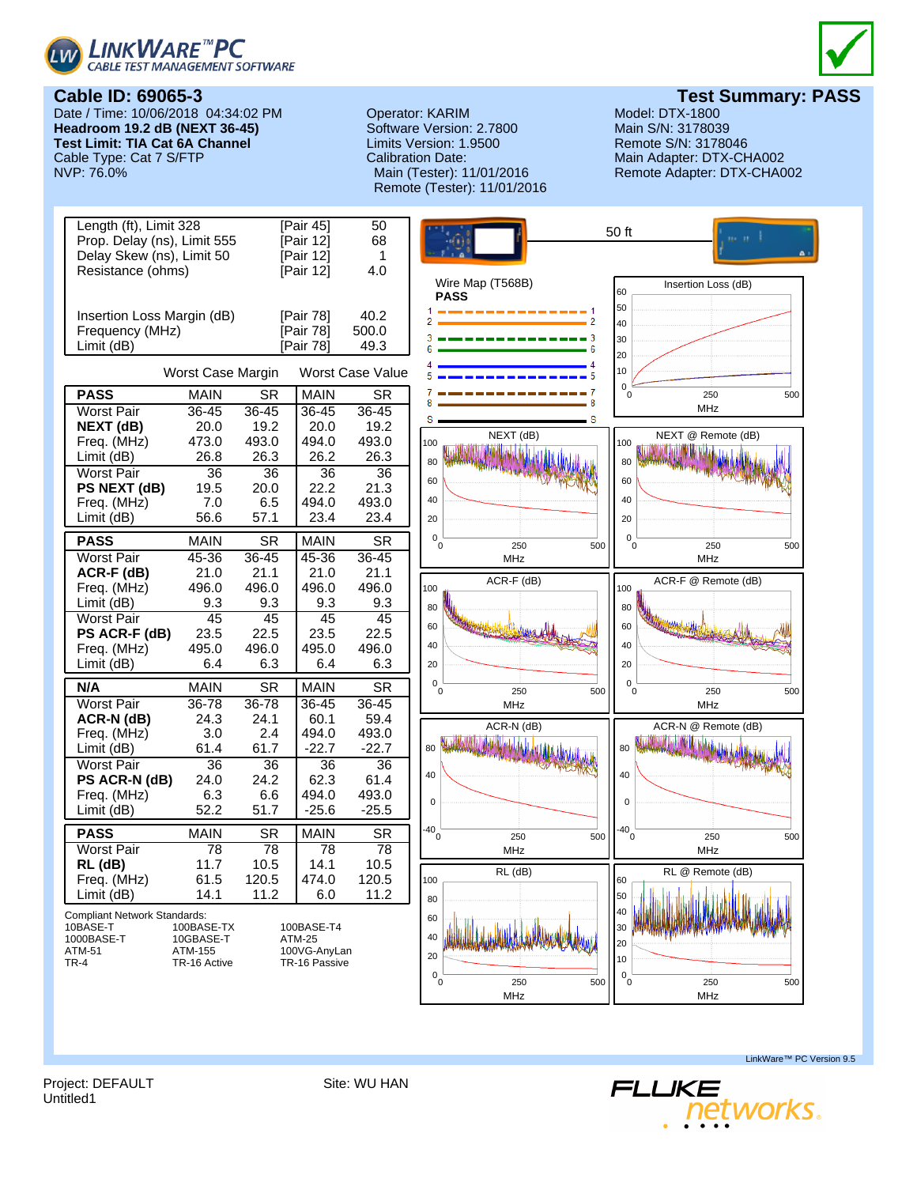# LinkWare™ PC
CABLE TEST MANAGEMENT SOFTWARE

## Cable ID: 69065-3

## Test Summary: PASS

Date / Time: 10/06/2018 04:34:02 PM
**Headroom 19.2 dB (NEXT 36-45)**
**Test Limit: TIA Cat 6A Channel**
Cable Type: Cat 7 S/FTP
NVP: 76.0%

Operator: KARIM
Software Version: 2.7800
Limits Version: 1.9500
Calibration Date:
Main (Tester): 11/01/2016
Remote (Tester): 11/01/2016

Model: DTX-1800
Main S/N: 3178039
Remote S/N: 3178046
Main Adapter: DTX-CHA002
Remote Adapter: DTX-CHA002

| | | |
|---|---|---|
| Length (ft), Limit 328 | [Pair 45] | 50 |
| Prop. Delay (ns), Limit 555 | [Pair 12] | 68 |
| Delay Skew (ns), Limit 50 | [Pair 12] | 1 |
| Resistance (ohms) | [Pair 12] | 4.0 |
| Insertion Loss Margin (dB) | [Pair 78] | 40.2 |
| Frequency (MHz) | [Pair 78] | 500.0 |
| Limit (dB) | [Pair 78] | 49.3 |

| | Worst Case Margin | | Worst Case Value | |
|---|---|---|---|---|
| **PASS** | MAIN | SR | MAIN | SR |
| Worst Pair | 36-45 | 36-45 | 36-45 | 36-45 |
| **NEXT (dB)** | 20.0 | 19.2 | 20.0 | 19.2 |
| Freq. (MHz) | 473.0 | 493.0 | 494.0 | 493.0 |
| Limit (dB) | 26.8 | 26.3 | 26.2 | 26.3 |
| Worst Pair | 36 | 36 | 36 | 36 |
| **PS NEXT (dB)** | 19.5 | 20.0 | 22.2 | 21.3 |
| Freq. (MHz) | 7.0 | 6.5 | 494.0 | 493.0 |
| Limit (dB) | 56.6 | 57.1 | 23.4 | 23.4 |

| **PASS** | MAIN | SR | MAIN | SR |
|---|---|---|---|---|
| Worst Pair | 45-36 | 36-45 | 45-36 | 36-45 |
| **ACR-F (dB)** | 21.0 | 21.1 | 21.0 | 21.1 |
| Freq. (MHz) | 496.0 | 496.0 | 496.0 | 496.0 |
| Limit (dB) | 9.3 | 9.3 | 9.3 | 9.3 |
| Worst Pair | 45 | 45 | 45 | 45 |
| **PS ACR-F (dB)** | 23.5 | 22.5 | 23.5 | 22.5 |
| Freq. (MHz) | 495.0 | 496.0 | 495.0 | 496.0 |
| Limit (dB) | 6.4 | 6.3 | 6.4 | 6.3 |

| **N/A** | MAIN | SR | MAIN | SR |
|---|---|---|---|---|
| Worst Pair | 36-78 | 36-78 | 36-45 | 36-45 |
| **ACR-N (dB)** | 24.3 | 24.1 | 60.1 | 59.4 |
| Freq. (MHz) | 3.0 | 2.4 | 494.0 | 493.0 |
| Limit (dB) | 61.4 | 61.7 | -22.7 | -22.7 |
| Worst Pair | 36 | 36 | 36 | 36 |
| **PS ACR-N (dB)** | 24.0 | 24.2 | 62.3 | 61.4 |
| Freq. (MHz) | 6.3 | 6.6 | 494.0 | 493.0 |
| Limit (dB) | 52.2 | 51.7 | -25.6 | -25.5 |

| **PASS** | MAIN | SR | MAIN | SR |
|---|---|---|---|---|
| Worst Pair | 78 | 78 | 78 | 78 |
| **RL (dB)** | 11.7 | 10.5 | 14.1 | 10.5 |
| Freq. (MHz) | 61.5 | 120.5 | 474.0 | 120.5 |
| Limit (dB) | 14.1 | 11.2 | 6.0 | 11.2 |

Compliant Network Standards:

| | | |
|---|---|---|
| 10BASE-T | 100BASE-TX | 100BASE-T4 |
| 1000BASE-T | 10GBASE-T | ATM-25 |
| ATM-51 | ATM-155 | 100VG-AnyLan |
| TR-4 | TR-16 Active | TR-16 Passive |

50 ft

Wire Map (T568B)
**PASS**

Insertion Loss (dB)

NEXT (dB) | NEXT @ Remote (dB)

ACR-F (dB) | ACR-F @ Remote (dB)

ACR-N (dB) | ACR-N @ Remote (dB)

RL (dB) | RL @ Remote (dB)

LinkWare™ PC Version 9.5

Project: DEFAULT
Untitled1

Site: WU HAN

FLUKE networks.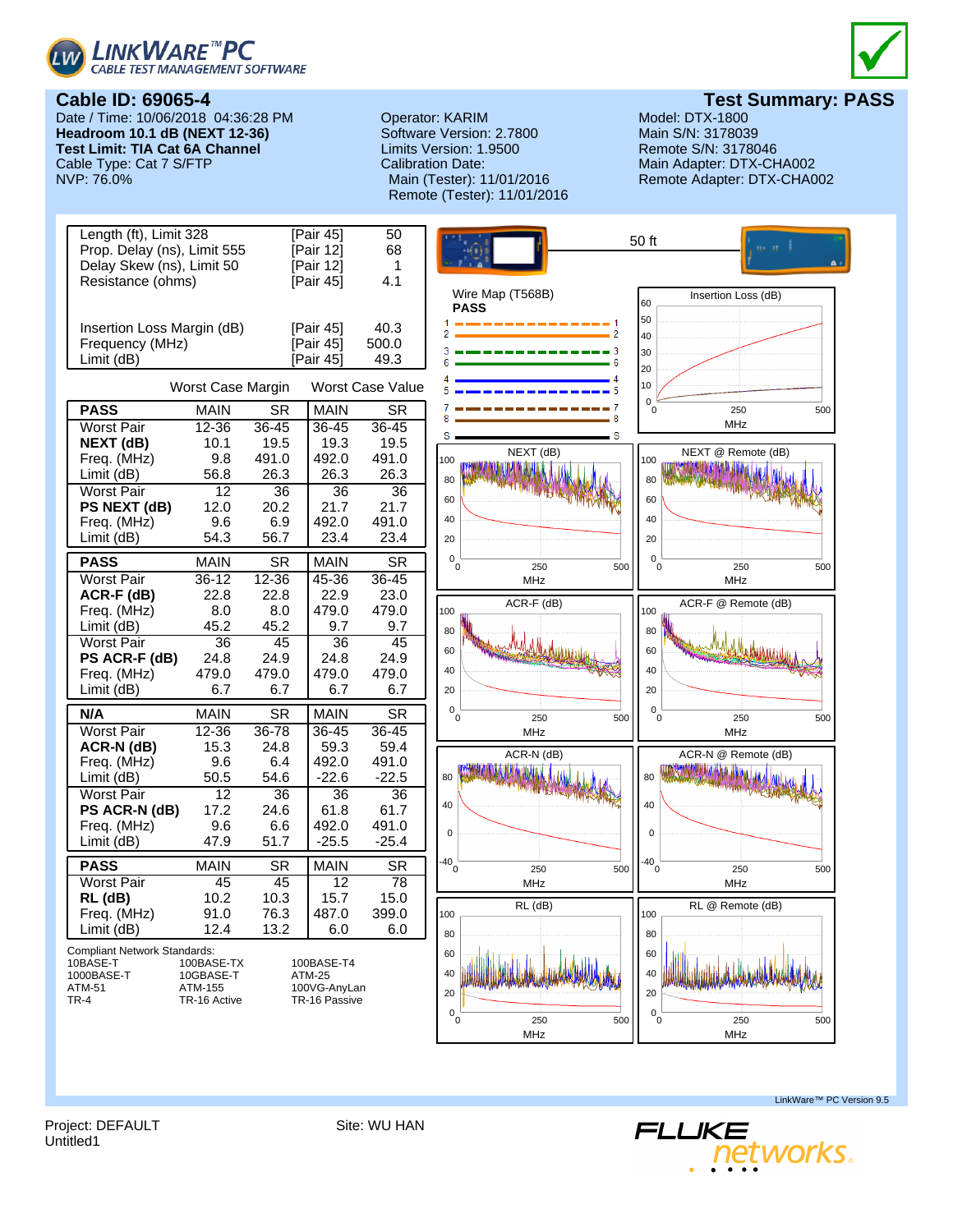LinkWare™ PC — Cable Test Management Software

## Cable ID: 69065-4

**Test Summary: PASS**

Date / Time: 10/06/2018 04:36:28 PM
**Headroom 10.1 dB (NEXT 12-36)**
**Test Limit: TIA Cat 6A Channel**
Cable Type: Cat 7 S/FTP
NVP: 76.0%

Operator: KARIM
Software Version: 2.7800
Limits Version: 1.9500
Calibration Date:
Main (Tester): 11/01/2016
Remote (Tester): 11/01/2016

Model: DTX-1800
Main S/N: 3178039
Remote S/N: 3178046
Main Adapter: DTX-CHA002
Remote Adapter: DTX-CHA002

| | | |
|---|---|---|
| Length (ft), Limit 328 | [Pair 45] | 50 |
| Prop. Delay (ns), Limit 555 | [Pair 12] | 68 |
| Delay Skew (ns), Limit 50 | [Pair 12] | 1 |
| Resistance (ohms) | [Pair 45] | 4.1 |
| Insertion Loss Margin (dB) | [Pair 45] | 40.3 |
| Frequency (MHz) | [Pair 45] | 500.0 |
| Limit (dB) | [Pair 45] | 49.3 |

| | Worst Case Margin | | Worst Case Value | |
|---|---|---|---|---|
| **PASS** | MAIN | SR | MAIN | SR |
| Worst Pair | 12-36 | 36-45 | 36-45 | 36-45 |
| **NEXT (dB)** | 10.1 | 19.5 | 19.3 | 19.5 |
| Freq. (MHz) | 9.8 | 491.0 | 492.0 | 491.0 |
| Limit (dB) | 56.8 | 26.3 | 26.3 | 26.3 |
| Worst Pair | 12 | 36 | 36 | 36 |
| **PS NEXT (dB)** | 12.0 | 20.2 | 21.7 | 21.7 |
| Freq. (MHz) | 9.6 | 6.9 | 492.0 | 491.0 |
| Limit (dB) | 54.3 | 56.7 | 23.4 | 23.4 |

| **PASS** | MAIN | SR | MAIN | SR |
|---|---|---|---|---|
| Worst Pair | 36-12 | 12-36 | 45-36 | 36-45 |
| **ACR-F (dB)** | 22.8 | 22.8 | 22.9 | 23.0 |
| Freq. (MHz) | 8.0 | 8.0 | 479.0 | 479.0 |
| Limit (dB) | 45.2 | 45.2 | 9.7 | 9.7 |
| Worst Pair | 36 | 45 | 36 | 45 |
| **PS ACR-F (dB)** | 24.8 | 24.9 | 24.8 | 24.9 |
| Freq. (MHz) | 479.0 | 479.0 | 479.0 | 479.0 |
| Limit (dB) | 6.7 | 6.7 | 6.7 | 6.7 |

| **N/A** | MAIN | SR | MAIN | SR |
|---|---|---|---|---|
| Worst Pair | 12-36 | 36-78 | 36-45 | 36-45 |
| **ACR-N (dB)** | 15.3 | 24.8 | 59.3 | 59.4 |
| Freq. (MHz) | 9.6 | 6.4 | 492.0 | 491.0 |
| Limit (dB) | 50.5 | 54.6 | -22.6 | -22.5 |
| Worst Pair | 12 | 36 | 36 | 36 |
| **PS ACR-N (dB)** | 17.2 | 24.6 | 61.8 | 61.7 |
| Freq. (MHz) | 9.6 | 6.6 | 492.0 | 491.0 |
| Limit (dB) | 47.9 | 51.7 | -25.5 | -25.4 |

| **PASS** | MAIN | SR | MAIN | SR |
|---|---|---|---|---|
| Worst Pair | 45 | 45 | 12 | 78 |
| **RL (dB)** | 10.2 | 10.3 | 15.7 | 15.0 |
| Freq. (MHz) | 91.0 | 76.3 | 487.0 | 399.0 |
| Limit (dB) | 12.4 | 13.2 | 6.0 | 6.0 |

Compliant Network Standards:

| | | |
|---|---|---|
| 10BASE-T | 100BASE-TX | 100BASE-T4 |
| 1000BASE-T | 10GBASE-T | ATM-25 |
| ATM-51 | ATM-155 | 100VG-AnyLan |
| TR-4 | TR-16 Active | TR-16 Passive |

50 ft

Wire Map (T568B)
**PASS**

Insertion Loss (dB)

NEXT (dB) — NEXT @ Remote (dB)

ACR-F (dB) — ACR-F @ Remote (dB)

ACR-N (dB) — ACR-N @ Remote (dB)

RL (dB) — RL @ Remote (dB)

LinkWare™ PC Version 9.5

Project: DEFAULT
Untitled1

Site: WU HAN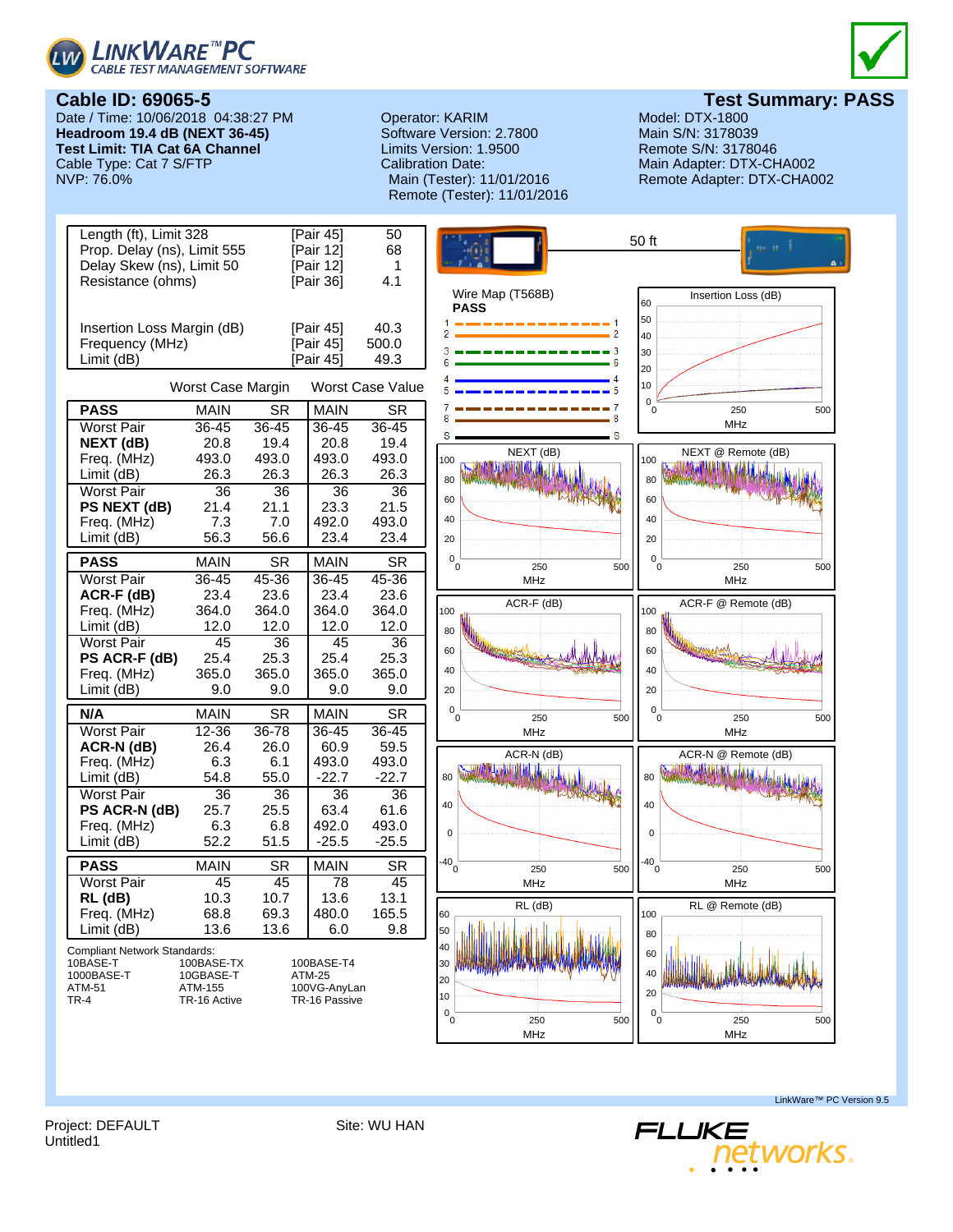LINKWARE™ PC
CABLE TEST MANAGEMENT SOFTWARE

## Cable ID: 69065-5

## Test Summary: PASS

Date / Time: 10/06/2018 04:38:27 PM
**Headroom 19.4 dB (NEXT 36-45)**
**Test Limit: TIA Cat 6A Channel**
Cable Type: Cat 7 S/FTP
NVP: 76.0%

Operator: KARIM
Software Version: 2.7800
Limits Version: 1.9500
Calibration Date:
Main (Tester): 11/01/2016
Remote (Tester): 11/01/2016

Model: DTX-1800
Main S/N: 3178039
Remote S/N: 3178046
Main Adapter: DTX-CHA002
Remote Adapter: DTX-CHA002

| | | |
|---|---|---|
| Length (ft), Limit 328 | [Pair 45] | 50 |
| Prop. Delay (ns), Limit 555 | [Pair 12] | 68 |
| Delay Skew (ns), Limit 50 | [Pair 12] | 1 |
| Resistance (ohms) | [Pair 36] | 4.1 |
| Insertion Loss Margin (dB) | [Pair 45] | 40.3 |
| Frequency (MHz) | [Pair 45] | 500.0 |
| Limit (dB) | [Pair 45] | 49.3 |

50 ft

Wire Map (T568B)
**PASS**

| | Worst Case Margin | | Worst Case Value | |
|---|---|---|---|---|
| **PASS** | MAIN | SR | MAIN | SR |
| Worst Pair | 36-45 | 36-45 | 36-45 | 36-45 |
| **NEXT (dB)** | 20.8 | 19.4 | 20.8 | 19.4 |
| Freq. (MHz) | 493.0 | 493.0 | 493.0 | 493.0 |
| Limit (dB) | 26.3 | 26.3 | 26.3 | 26.3 |
| Worst Pair | 36 | 36 | 36 | 36 |
| **PS NEXT (dB)** | 21.4 | 21.1 | 23.3 | 21.5 |
| Freq. (MHz) | 7.3 | 7.0 | 492.0 | 493.0 |
| Limit (dB) | 56.3 | 56.6 | 23.4 | 23.4 |
| **PASS** | MAIN | SR | MAIN | SR |
| Worst Pair | 36-45 | 45-36 | 36-45 | 45-36 |
| **ACR-F (dB)** | 23.4 | 23.6 | 23.4 | 23.6 |
| Freq. (MHz) | 364.0 | 364.0 | 364.0 | 364.0 |
| Limit (dB) | 12.0 | 12.0 | 12.0 | 12.0 |
| Worst Pair | 45 | 36 | 45 | 36 |
| **PS ACR-F (dB)** | 25.4 | 25.3 | 25.4 | 25.3 |
| Freq. (MHz) | 365.0 | 365.0 | 365.0 | 365.0 |
| Limit (dB) | 9.0 | 9.0 | 9.0 | 9.0 |
| **N/A** | MAIN | SR | MAIN | SR |
| Worst Pair | 12-36 | 36-78 | 36-45 | 36-45 |
| **ACR-N (dB)** | 26.4 | 26.0 | 60.9 | 59.5 |
| Freq. (MHz) | 6.3 | 6.1 | 493.0 | 493.0 |
| Limit (dB) | 54.8 | 55.0 | -22.7 | -22.7 |
| Worst Pair | 36 | 36 | 36 | 36 |
| **PS ACR-N (dB)** | 25.7 | 25.5 | 63.4 | 61.6 |
| Freq. (MHz) | 6.3 | 6.8 | 492.0 | 493.0 |
| Limit (dB) | 52.2 | 51.5 | -25.5 | -25.5 |
| **PASS** | MAIN | SR | MAIN | SR |
| Worst Pair | 45 | 45 | 78 | 45 |
| **RL (dB)** | 10.3 | 10.7 | 13.6 | 13.1 |
| Freq. (MHz) | 68.8 | 69.3 | 480.0 | 165.5 |
| Limit (dB) | 13.6 | 13.6 | 6.0 | 9.8 |

Compliant Network Standards:

| | | |
|---|---|---|
| 10BASE-T | 100BASE-TX | 100BASE-T4 |
| 1000BASE-T | 10GBASE-T | ATM-25 |
| ATM-51 | ATM-155 | 100VG-AnyLan |
| TR-4 | TR-16 Active | TR-16 Passive |

Insertion Loss (dB) — NEXT (dB) — NEXT @ Remote (dB) — ACR-F (dB) — ACR-F @ Remote (dB) — ACR-N (dB) — ACR-N @ Remote (dB) — RL (dB) — RL @ Remote (dB)

LinkWare™ PC Version 9.5

Project: DEFAULT
Untitled1

Site: WU HAN

FLUKE networks.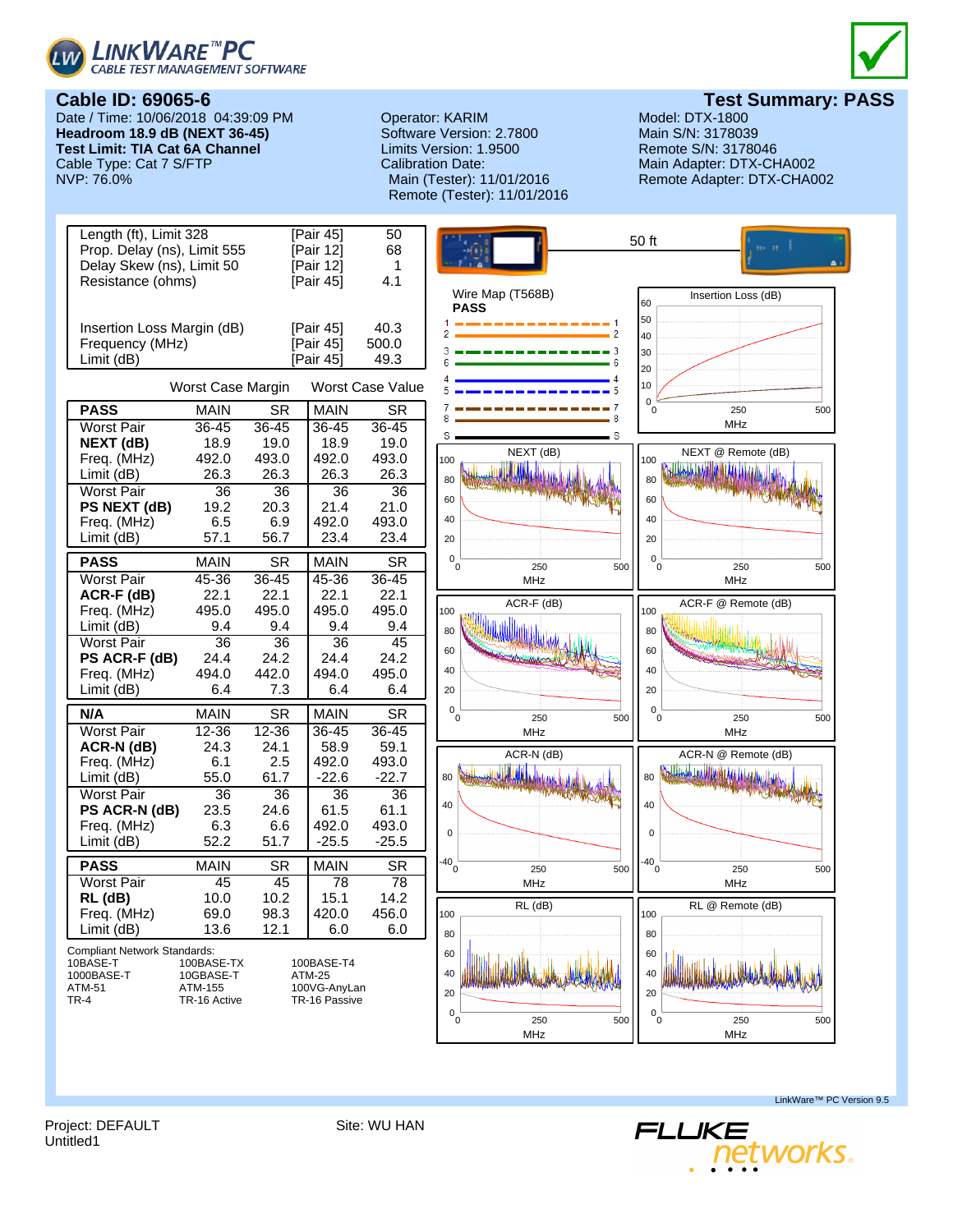LINKWARE™PC
CABLE TEST MANAGEMENT SOFTWARE

## Cable ID: 69065-6

## Test Summary: PASS

Date / Time: 10/06/2018 04:39:09 PM
**Headroom 18.9 dB (NEXT 36-45)**
**Test Limit: TIA Cat 6A Channel**
Cable Type: Cat 7 S/FTP
NVP: 76.0%

Operator: KARIM
Software Version: 2.7800
Limits Version: 1.9500
Calibration Date:
Main (Tester): 11/01/2016
Remote (Tester): 11/01/2016

Model: DTX-1800
Main S/N: 3178039
Remote S/N: 3178046
Main Adapter: DTX-CHA002
Remote Adapter: DTX-CHA002

| | | |
|---|---|---|
| Length (ft), Limit 328 | [Pair 45] | 50 |
| Prop. Delay (ns), Limit 555 | [Pair 12] | 68 |
| Delay Skew (ns), Limit 50 | [Pair 12] | 1 |
| Resistance (ohms) | [Pair 45] | 4.1 |
| Insertion Loss Margin (dB) | [Pair 45] | 40.3 |
| Frequency (MHz) | [Pair 45] | 500.0 |
| Limit (dB) | [Pair 45] | 49.3 |

| | Worst Case Margin | | Worst Case Value | |
|---|---|---|---|---|
| **PASS** | MAIN | SR | MAIN | SR |
| Worst Pair | 36-45 | 36-45 | 36-45 | 36-45 |
| **NEXT (dB)** | 18.9 | 19.0 | 18.9 | 19.0 |
| Freq. (MHz) | 492.0 | 493.0 | 492.0 | 493.0 |
| Limit (dB) | 26.3 | 26.3 | 26.3 | 26.3 |
| Worst Pair | 36 | 36 | 36 | 36 |
| **PS NEXT (dB)** | 19.2 | 20.3 | 21.4 | 21.0 |
| Freq. (MHz) | 6.5 | 6.9 | 492.0 | 493.0 |
| Limit (dB) | 57.1 | 56.7 | 23.4 | 23.4 |
| **PASS** | MAIN | SR | MAIN | SR |
| Worst Pair | 45-36 | 36-45 | 45-36 | 36-45 |
| **ACR-F (dB)** | 22.1 | 22.1 | 22.1 | 22.1 |
| Freq. (MHz) | 495.0 | 495.0 | 495.0 | 495.0 |
| Limit (dB) | 9.4 | 9.4 | 9.4 | 9.4 |
| Worst Pair | 36 | 36 | 36 | 45 |
| **PS ACR-F (dB)** | 24.4 | 24.2 | 24.4 | 24.2 |
| Freq. (MHz) | 494.0 | 442.0 | 494.0 | 495.0 |
| Limit (dB) | 6.4 | 7.3 | 6.4 | 6.4 |
| **N/A** | MAIN | SR | MAIN | SR |
| Worst Pair | 12-36 | 12-36 | 36-45 | 36-45 |
| **ACR-N (dB)** | 24.3 | 24.1 | 58.9 | 59.1 |
| Freq. (MHz) | 6.1 | 2.5 | 492.0 | 493.0 |
| Limit (dB) | 55.0 | 61.7 | -22.6 | -22.7 |
| Worst Pair | 36 | 36 | 36 | 36 |
| **PS ACR-N (dB)** | 23.5 | 24.6 | 61.5 | 61.1 |
| Freq. (MHz) | 6.3 | 6.6 | 492.0 | 493.0 |
| Limit (dB) | 52.2 | 51.7 | -25.5 | -25.5 |
| **PASS** | MAIN | SR | MAIN | SR |
| Worst Pair | 45 | 45 | 78 | 78 |
| **RL (dB)** | 10.0 | 10.2 | 15.1 | 14.2 |
| Freq. (MHz) | 69.0 | 98.3 | 420.0 | 456.0 |
| Limit (dB) | 13.6 | 12.1 | 6.0 | 6.0 |

Compliant Network Standards:

| | | |
|---|---|---|
| 10BASE-T | 100BASE-TX | 100BASE-T4 |
| 1000BASE-T | 10GBASE-T | ATM-25 |
| ATM-51 | ATM-155 | 100VG-AnyLan |
| TR-4 | TR-16 Active | TR-16 Passive |

50 ft

Wire Map (T568B)
**PASS**
1 2 3 6 4 5 7 8 S

Insertion Loss (dB)
60 50 40 30 20 10 0
0 250 500
MHz

NEXT (dB)
100 80 60 40 20 0
0 250 500
MHz

NEXT @ Remote (dB)
100 80 60 40 20 0
0 250 500
MHz

ACR-F (dB)
100 80 60 40 20 0
0 250 500
MHz

ACR-F @ Remote (dB)
100 80 60 40 20 0
0 250 500
MHz

ACR-N (dB)
80 40 0 -40
0 250 500
MHz

ACR-N @ Remote (dB)
80 40 0 -40
0 250 500
MHz

RL (dB)
100 80 60 40 20 0
0 250 500
MHz

RL @ Remote (dB)
100 80 60 40 20 0
0 250 500
MHz

LinkWare™ PC Version 9.5

Project: DEFAULT
Untitled1

Site: WU HAN

FLUKE networks.